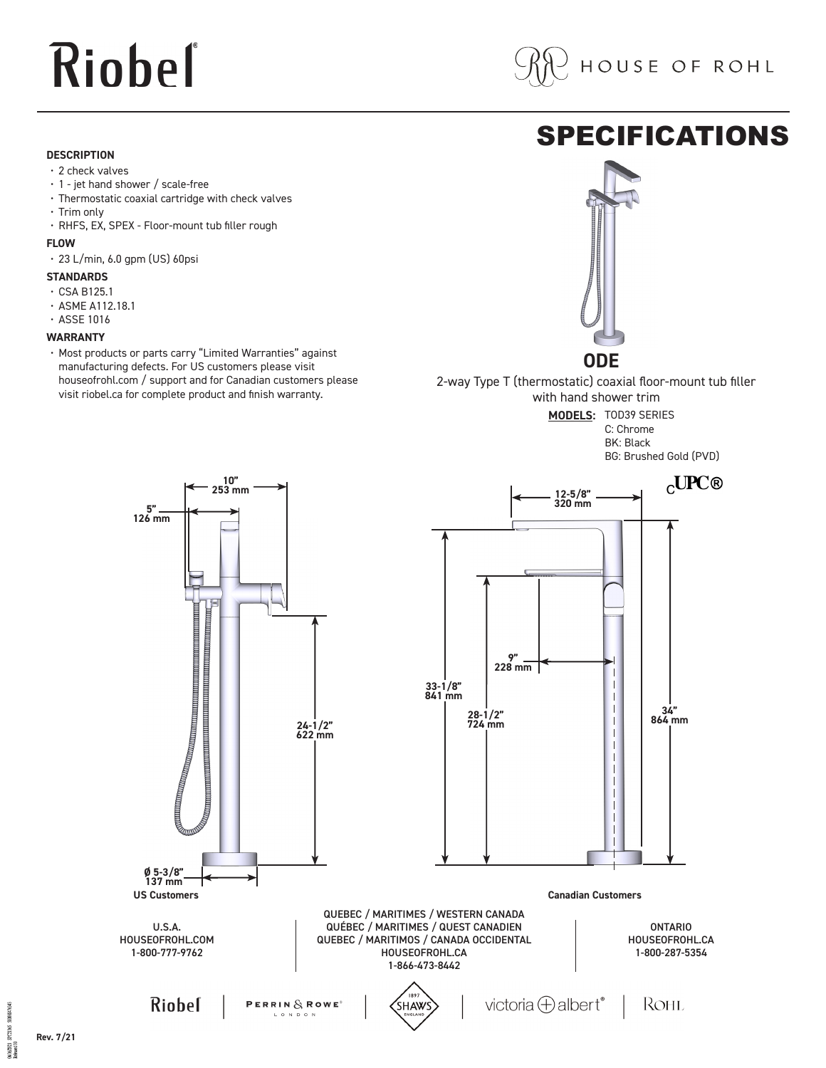# Riobel

HOUSE OF ROHL

# SPECIFICATIONS

### DESCRIPTION

- 2 check valves
- 1 - jet hand shower / scale-free
- Thermostatic coaxial cartridge with check valves
- Trim only
- RHFS, EX, SPEX - Floor-mount tub filler rough

### FLOW

- 23 L/min, 6.0 gpm (US) 60psi

### STANDARDS

- CSA B125.1
- ASME A112.18.1
- ASSE 1016

### WARRANTY

- Most products or parts carry "Limited Warranties" against manufacturing defects. For US customers please visit houseofrohl.com / support and for Canadian customers please visit riobel.ca for complete product and finish warranty.

## ODE

2-way Type T (thermostatic) coaxial floor-mount tub filler with hand shower trim

**MODELS:** TOD39 SERIES
C: Chrome
BK: Black
BG: Brushed Gold (PVD)

cUPC®

10" 253 mm

5" 126 mm

24-1/2" 622 mm

Ø 5-3/8" 137 mm

12-5/8" 320 mm

9" 228 mm

33-1/8" 841 mm

28-1/2" 724 mm

34" 864 mm

| US Customers | Canadian Customers | |
|---|---|---|
| U.S.A.<br>HOUSEOFROHL.COM<br>1-800-777-9762 | QUEBEC / MARITIMES / WESTERN CANADA<br>QUÉBEC / MARITIMES / QUEST CANADIEN<br>QUEBEC / MARITIMOS / CANADA OCCIDENTAL<br>HOUSEOFROHL.CA<br>1-866-473-8442 | ONTARIO<br>HOUSEOFROHL.CA<br>1-800-287-5354 |

Riobel | PERRIN & ROWE LONDON | SHAWS ENGLAND 1897 | victoria + albert | ROHL

Rev. 7/21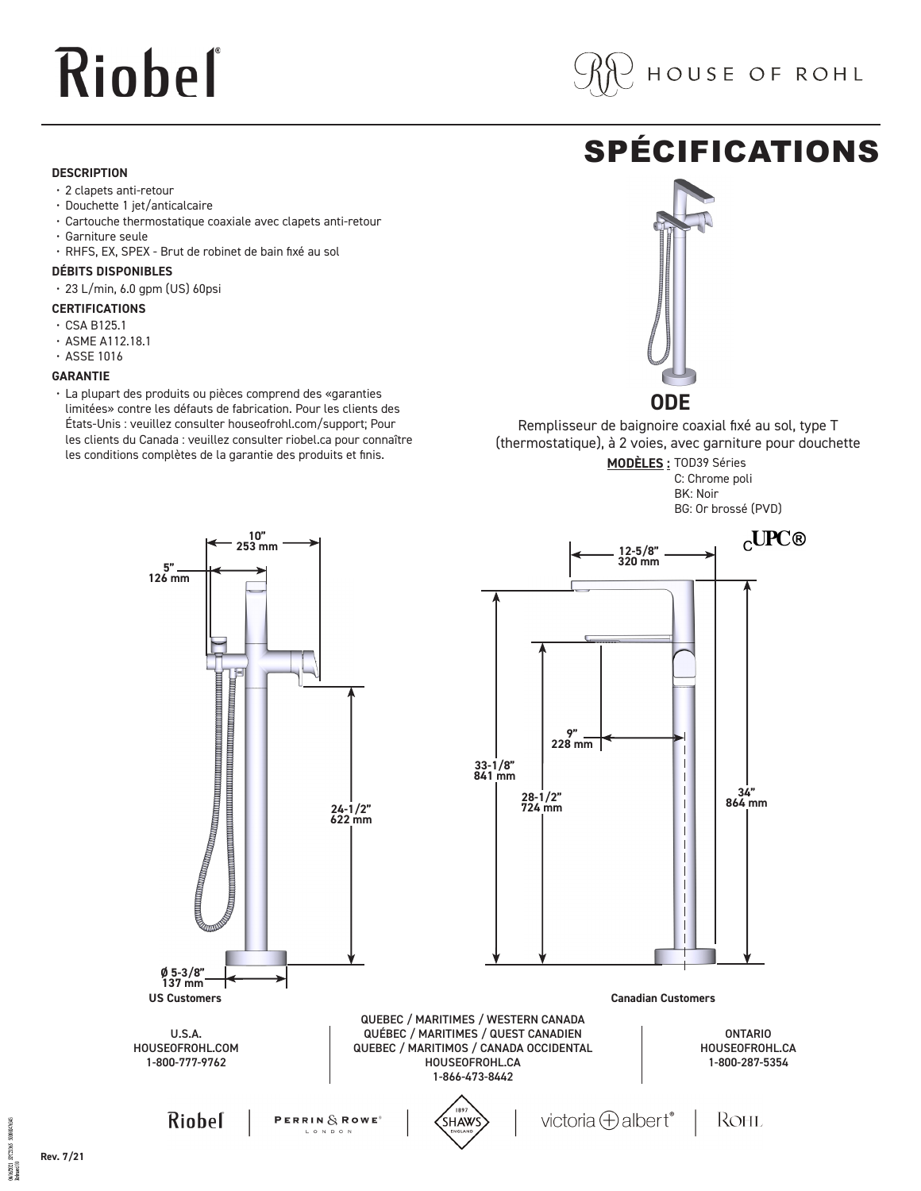# Riobel

HOUSE OF ROHL

## SPÉCIFICATIONS

### DESCRIPTION

- 2 clapets anti-retour
- Douchette 1 jet/anticalcaire
- Cartouche thermostatique coaxiale avec clapets anti-retour
- Garniture seule
- RHFS, EX, SPEX - Brut de robinet de bain fixé au sol

### DÉBITS DISPONIBLES

- 23 L/min, 6.0 gpm (US) 60psi

### CERTIFICATIONS

- CSA B125.1
- ASME A112.18.1
- ASSE 1016

### GARANTIE

- La plupart des produits ou pièces comprend des «garanties limitées» contre les défauts de fabrication. Pour les clients des États-Unis : veuillez consulter houseofrohl.com/support; Pour les clients du Canada : veuillez consulter riobel.ca pour connaître les conditions complètes de la garantie des produits et finis.

## ODE

Remplisseur de baignoire coaxial fixé au sol, type T (thermostatique), à 2 voies, avec garniture pour douchette

**MODÈLES :** TOD39 Séries
C: Chrome poli
BK: Noir
BG: Or brossé (PVD)

cUPC®

10" 253 mm
5" 126 mm
24-1/2" 622 mm
Ø 5-3/8" 137 mm
12-5/8" 320 mm
9" 228 mm
33-1/8" 841 mm
28-1/2" 724 mm
34" 864 mm

| US Customers | Canadian Customers | |
|---|---|---|
| U.S.A.<br>HOUSEOFROHL.COM<br>1-800-777-9762 | QUEBEC / MARITIMES / WESTERN CANADA<br>QUÉBEC / MARITIMES / OUEST CANADIEN<br>QUEBEC / MARITIMOS / CANADA OCCIDENTAL<br>HOUSEOFROHL.CA<br>1-866-473-8442 | ONTARIO<br>HOUSEOFROHL.CA<br>1-800-287-5354 |

Riobel | PERRIN & ROWE LONDON | SHAWS 1897 ENGLAND | victoria + albert | ROHL

Rev. 7/21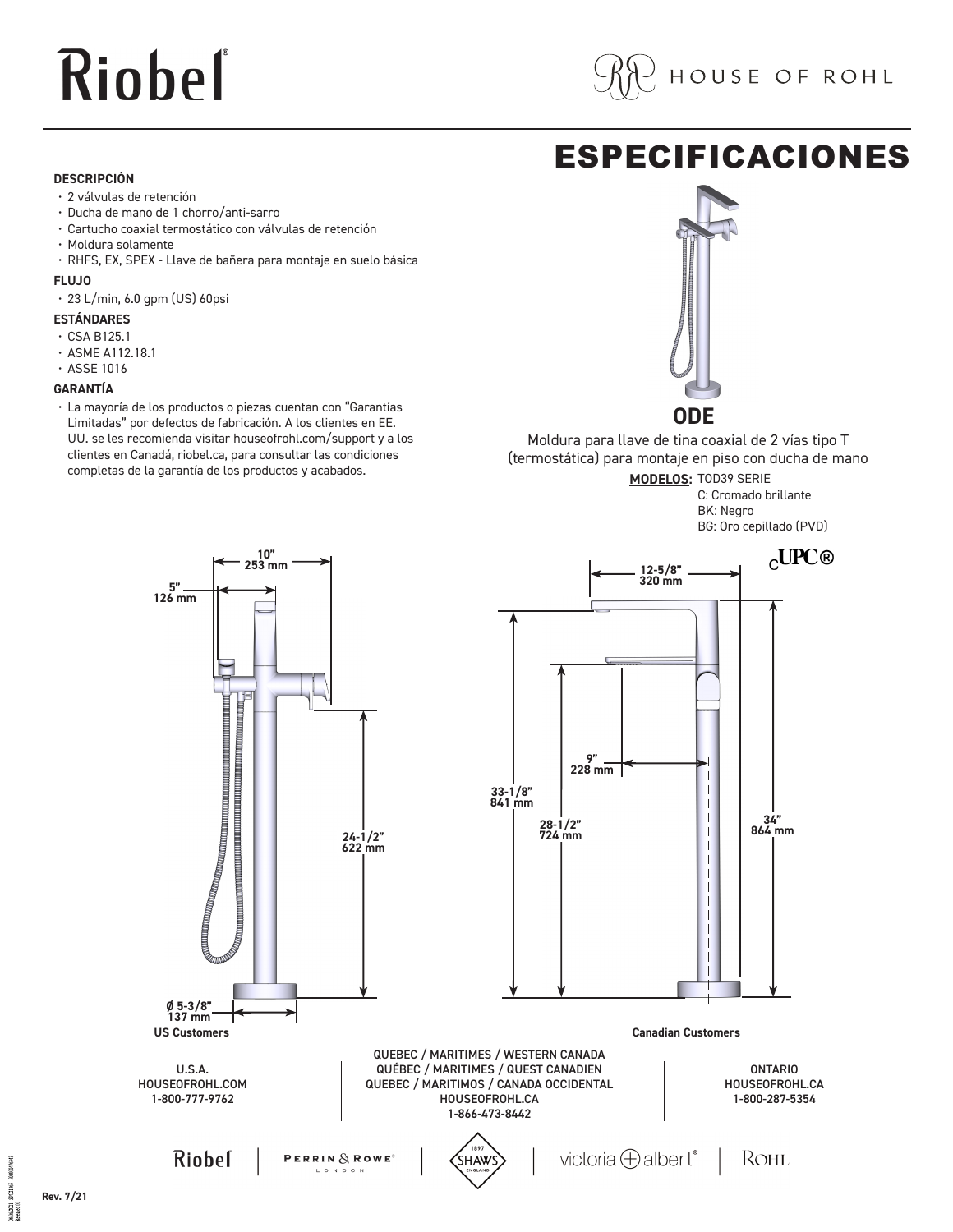# Riobel

HOUSE OF ROHL

## ESPECIFICACIONES

### DESCRIPCIÓN

- 2 válvulas de retención
- Ducha de mano de 1 chorro/anti-sarro
- Cartucho coaxial termostático con válvulas de retención
- Moldura solamente
- RHFS, EX, SPEX - Llave de bañera para montaje en suelo básica

### FLUJO

- 23 L/min, 6.0 gpm (US) 60psi

### ESTÁNDARES

- CSA B125.1
- ASME A112.18.1
- ASSE 1016

### GARANTÍA

- La mayoría de los productos o piezas cuentan con "Garantías Limitadas" por defectos de fabricación. A los clientes en EE. UU. se les recomienda visitar houseofrohl.com/support y a los clientes en Canadá, riobel.ca, para consultar las condiciones completas de la garantía de los productos y acabados.

## ODE

Moldura para llave de tina coaxial de 2 vías tipo T (termostática) para montaje en piso con ducha de mano

**MODELOS:** TOD39 SERIE
C: Cromado brillante
BK: Negro
BG: Oro cepillado (PVD)

cUPC®

10" 253 mm
5" 126 mm
24-1/2" 622 mm
Ø 5-3/8" 137 mm
12-5/8" 320 mm
9" 228 mm
33-1/8" 841 mm
28-1/2" 724 mm
34" 864 mm

**US Customers**

**Canadian Customers**

U.S.A.
HOUSEOFROHL.COM
1-800-777-9762

QUEBEC / MARITIMES / WESTERN CANADA
QUÉBEC / MARITIMES / QUEST CANADIEN
QUEBEC / MARITIMOS / CANADA OCCIDENTAL
HOUSEOFROHL.CA
1-866-473-8442

ONTARIO
HOUSEOFROHL.CA
1-800-287-5354

Riobel | PERRIN & ROWE LONDON | 1897 SHAWS ENGLAND | victoria + albert | ROHL

**Rev. 7/21**